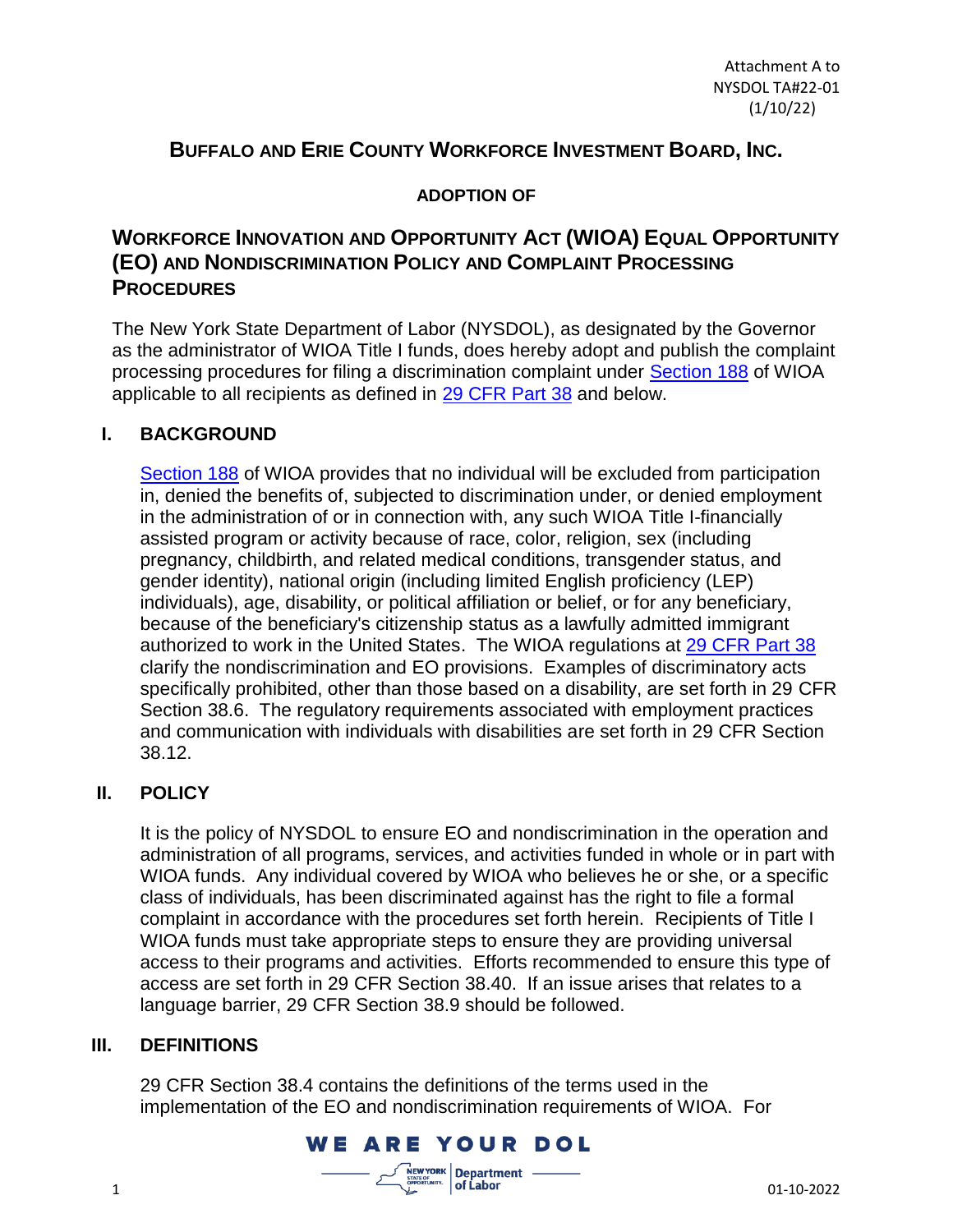Attachment A to NYSDOL TA#22-01 (1/10/22)

# BUFFALO AND ERIE COUNTY WORKFORCE INVESTMENT BOARD, INC.

## ADOPTION OF

## WORKFORCE INNOVATION AND OPPORTUNITY ACT (WIOA) EQUAL OPPORTUNITY (EO) AND NONDISCRIMINATION POLICY AND COMPLAINT PROCESSING PROCEDURES

The New York State Department of Labor (NYSDOL), as designated by the Governor as the administrator of WIOA Title I funds, does hereby adopt and publish the complaint processing procedures for filing a discrimination complaint under Section 188 of WIOA applicable to all recipients as defined in 29 CFR Part 38 and below.

## I. BACKGROUND

Section 188 of WIOA provides that no individual will be excluded from participation in, denied the benefits of, subjected to discrimination under, or denied employment in the administration of or in connection with, any such WIOA Title I-financially assisted program or activity because of race, color, religion, sex (including pregnancy, childbirth, and related medical conditions, transgender status, and gender identity), national origin (including limited English proficiency (LEP) individuals), age, disability, or political affiliation or belief, or for any beneficiary, because of the beneficiary's citizenship status as a lawfully admitted immigrant authorized to work in the United States. The WIOA regulations at 29 CFR Part 38 clarify the nondiscrimination and EO provisions. Examples of discriminatory acts specifically prohibited, other than those based on a disability, are set forth in 29 CFR Section 38.6. The regulatory requirements associated with employment practices and communication with individuals with disabilities are set forth in 29 CFR Section 38.12.

## II. POLICY

It is the policy of NYSDOL to ensure EO and nondiscrimination in the operation and administration of all programs, services, and activities funded in whole or in part with WIOA funds. Any individual covered by WIOA who believes he or she, or a specific class of individuals, has been discriminated against has the right to file a formal complaint in accordance with the procedures set forth herein. Recipients of Title I WIOA funds must take appropriate steps to ensure they are providing universal access to their programs and activities. Efforts recommended to ensure this type of access are set forth in 29 CFR Section 38.40. If an issue arises that relates to a language barrier, 29 CFR Section 38.9 should be followed.

## III. DEFINITIONS

29 CFR Section 38.4 contains the definitions of the terms used in the implementation of the EO and nondiscrimination requirements of WIOA. For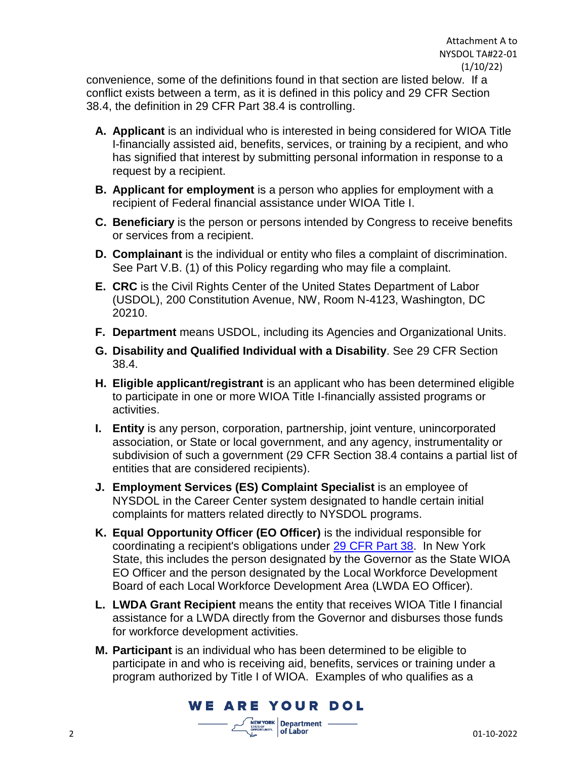convenience, some of the definitions found in that section are listed below. If a conflict exists between a term, as it is defined in this policy and 29 CFR Section 38.4, the definition in 29 CFR Part 38.4 is controlling.

A. **Applicant** is an individual who is interested in being considered for WIOA Title I-financially assisted aid, benefits, services, or training by a recipient, and who has signified that interest by submitting personal information in response to a request by a recipient.

B. **Applicant for employment** is a person who applies for employment with a recipient of Federal financial assistance under WIOA Title I.

C. **Beneficiary** is the person or persons intended by Congress to receive benefits or services from a recipient.

D. **Complainant** is the individual or entity who files a complaint of discrimination. See Part V.B. (1) of this Policy regarding who may file a complaint.

E. **CRC** is the Civil Rights Center of the United States Department of Labor (USDOL), 200 Constitution Avenue, NW, Room N-4123, Washington, DC 20210.

F. **Department** means USDOL, including its Agencies and Organizational Units.

G. **Disability and Qualified Individual with a Disability**. See 29 CFR Section 38.4.

H. **Eligible applicant/registrant** is an applicant who has been determined eligible to participate in one or more WIOA Title I-financially assisted programs or activities.

I. **Entity** is any person, corporation, partnership, joint venture, unincorporated association, or State or local government, and any agency, instrumentality or subdivision of such a government (29 CFR Section 38.4 contains a partial list of entities that are considered recipients).

J. **Employment Services (ES) Complaint Specialist** is an employee of NYSDOL in the Career Center system designated to handle certain initial complaints for matters related directly to NYSDOL programs.

K. **Equal Opportunity Officer (EO Officer)** is the individual responsible for coordinating a recipient's obligations under 29 CFR Part 38. In New York State, this includes the person designated by the Governor as the State WIOA EO Officer and the person designated by the Local Workforce Development Board of each Local Workforce Development Area (LWDA EO Officer).

L. **LWDA Grant Recipient** means the entity that receives WIOA Title I financial assistance for a LWDA directly from the Governor and disburses those funds for workforce development activities.

M. **Participant** is an individual who has been determined to be eligible to participate in and who is receiving aid, benefits, services or training under a program authorized by Title I of WIOA. Examples of who qualifies as a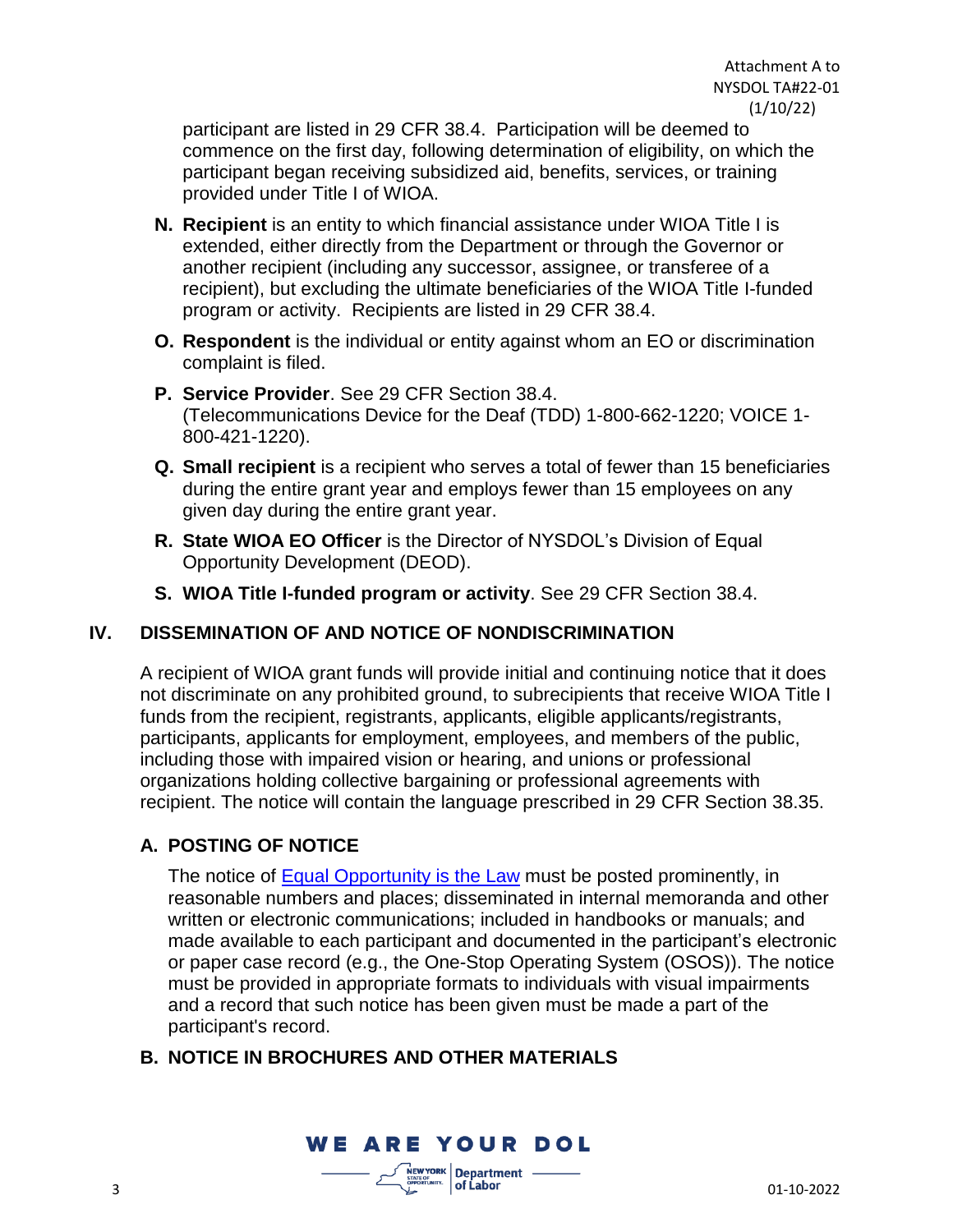participant are listed in 29 CFR 38.4. Participation will be deemed to commence on the first day, following determination of eligibility, on which the participant began receiving subsidized aid, benefits, services, or training provided under Title I of WIOA.

N. **Recipient** is an entity to which financial assistance under WIOA Title I is extended, either directly from the Department or through the Governor or another recipient (including any successor, assignee, or transferee of a recipient), but excluding the ultimate beneficiaries of the WIOA Title I-funded program or activity. Recipients are listed in 29 CFR 38.4.

O. **Respondent** is the individual or entity against whom an EO or discrimination complaint is filed.

P. **Service Provider**. See 29 CFR Section 38.4. (Telecommunications Device for the Deaf (TDD) 1-800-662-1220; VOICE 1-800-421-1220).

Q. **Small recipient** is a recipient who serves a total of fewer than 15 beneficiaries during the entire grant year and employs fewer than 15 employees on any given day during the entire grant year.

R. **State WIOA EO Officer** is the Director of NYSDOL's Division of Equal Opportunity Development (DEOD).

S. **WIOA Title I-funded program or activity**. See 29 CFR Section 38.4.

## IV. DISSEMINATION OF AND NOTICE OF NONDISCRIMINATION

A recipient of WIOA grant funds will provide initial and continuing notice that it does not discriminate on any prohibited ground, to subrecipients that receive WIOA Title I funds from the recipient, registrants, applicants, eligible applicants/registrants, participants, applicants for employment, employees, and members of the public, including those with impaired vision or hearing, and unions or professional organizations holding collective bargaining or professional agreements with recipient. The notice will contain the language prescribed in 29 CFR Section 38.35.

### A. POSTING OF NOTICE

The notice of Equal Opportunity is the Law must be posted prominently, in reasonable numbers and places; disseminated in internal memoranda and other written or electronic communications; included in handbooks or manuals; and made available to each participant and documented in the participant's electronic or paper case record (e.g., the One-Stop Operating System (OSOS)). The notice must be provided in appropriate formats to individuals with visual impairments and a record that such notice has been given must be made a part of the participant's record.

### B. NOTICE IN BROCHURES AND OTHER MATERIALS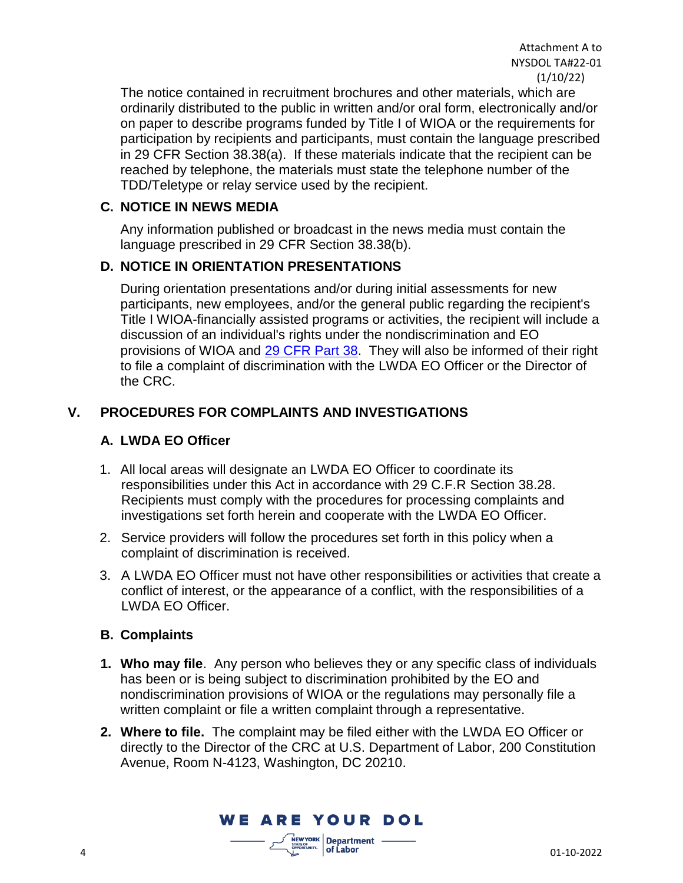The notice contained in recruitment brochures and other materials, which are ordinarily distributed to the public in written and/or oral form, electronically and/or on paper to describe programs funded by Title I of WIOA or the requirements for participation by recipients and participants, must contain the language prescribed in 29 CFR Section 38.38(a). If these materials indicate that the recipient can be reached by telephone, the materials must state the telephone number of the TDD/Teletype or relay service used by the recipient.

### C. NOTICE IN NEWS MEDIA

Any information published or broadcast in the news media must contain the language prescribed in 29 CFR Section 38.38(b).

### D. NOTICE IN ORIENTATION PRESENTATIONS

During orientation presentations and/or during initial assessments for new participants, new employees, and/or the general public regarding the recipient's Title I WIOA-financially assisted programs or activities, the recipient will include a discussion of an individual's rights under the nondiscrimination and EO provisions of WIOA and 29 CFR Part 38. They will also be informed of their right to file a complaint of discrimination with the LWDA EO Officer or the Director of the CRC.

## V. PROCEDURES FOR COMPLAINTS AND INVESTIGATIONS

### A. LWDA EO Officer

1. All local areas will designate an LWDA EO Officer to coordinate its responsibilities under this Act in accordance with 29 C.F.R Section 38.28. Recipients must comply with the procedures for processing complaints and investigations set forth herein and cooperate with the LWDA EO Officer.
2. Service providers will follow the procedures set forth in this policy when a complaint of discrimination is received.
3. A LWDA EO Officer must not have other responsibilities or activities that create a conflict of interest, or the appearance of a conflict, with the responsibilities of a LWDA EO Officer.

### B. Complaints

1. **Who may file**. Any person who believes they or any specific class of individuals has been or is being subject to discrimination prohibited by the EO and nondiscrimination provisions of WIOA or the regulations may personally file a written complaint or file a written complaint through a representative.
2. **Where to file.** The complaint may be filed either with the LWDA EO Officer or directly to the Director of the CRC at U.S. Department of Labor, 200 Constitution Avenue, Room N-4123, Washington, DC 20210.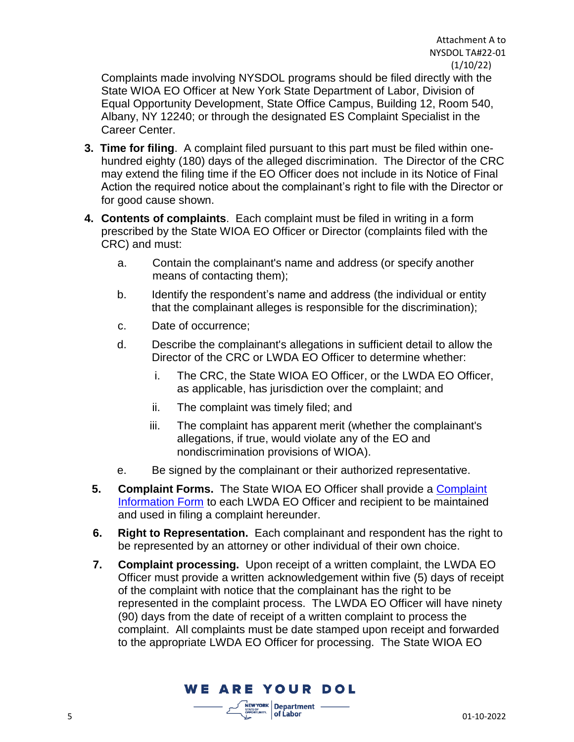Complaints made involving NYSDOL programs should be filed directly with the State WIOA EO Officer at New York State Department of Labor, Division of Equal Opportunity Development, State Office Campus, Building 12, Room 540, Albany, NY 12240; or through the designated ES Complaint Specialist in the Career Center.

3. **Time for filing**. A complaint filed pursuant to this part must be filed within one-hundred eighty (180) days of the alleged discrimination. The Director of the CRC may extend the filing time if the EO Officer does not include in its Notice of Final Action the required notice about the complainant's right to file with the Director or for good cause shown.

4. **Contents of complaints**. Each complaint must be filed in writing in a form prescribed by the State WIOA EO Officer or Director (complaints filed with the CRC) and must:

   a. Contain the complainant's name and address (or specify another means of contacting them);

   b. Identify the respondent's name and address (the individual or entity that the complainant alleges is responsible for the discrimination);

   c. Date of occurrence;

   d. Describe the complainant's allegations in sufficient detail to allow the Director of the CRC or LWDA EO Officer to determine whether:

      i. The CRC, the State WIOA EO Officer, or the LWDA EO Officer, as applicable, has jurisdiction over the complaint; and

      ii. The complaint was timely filed; and

      iii. The complaint has apparent merit (whether the complainant's allegations, if true, would violate any of the EO and nondiscrimination provisions of WIOA).

   e. Be signed by the complainant or their authorized representative.

5. **Complaint Forms.** The State WIOA EO Officer shall provide a Complaint Information Form to each LWDA EO Officer and recipient to be maintained and used in filing a complaint hereunder.

6. **Right to Representation.** Each complainant and respondent has the right to be represented by an attorney or other individual of their own choice.

7. **Complaint processing.** Upon receipt of a written complaint, the LWDA EO Officer must provide a written acknowledgement within five (5) days of receipt of the complaint with notice that the complainant has the right to be represented in the complaint process. The LWDA EO Officer will have ninety (90) days from the date of receipt of a written complaint to process the complaint. All complaints must be date stamped upon receipt and forwarded to the appropriate LWDA EO Officer for processing. The State WIOA EO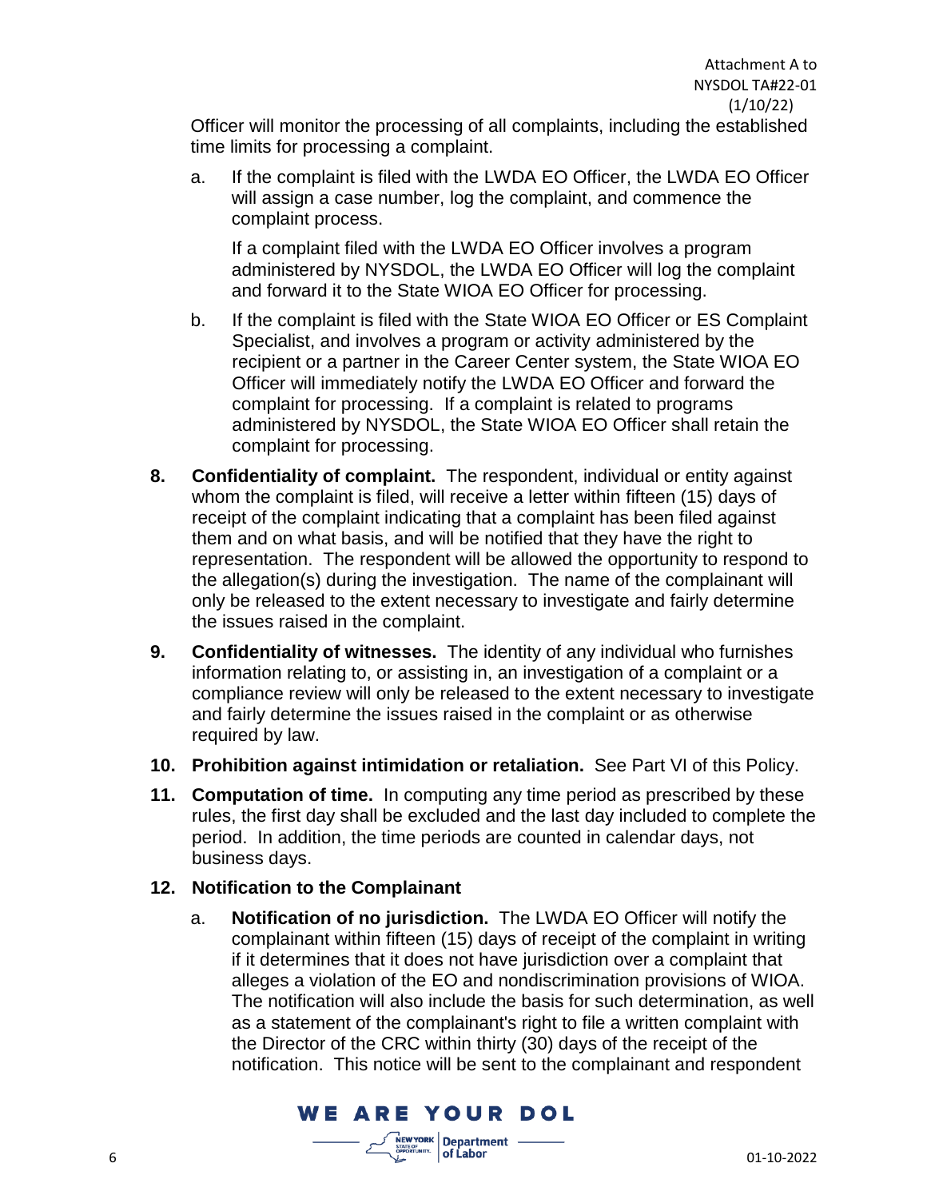Officer will monitor the processing of all complaints, including the established time limits for processing a complaint.

a. If the complaint is filed with the LWDA EO Officer, the LWDA EO Officer will assign a case number, log the complaint, and commence the complaint process.

   If a complaint filed with the LWDA EO Officer involves a program administered by NYSDOL, the LWDA EO Officer will log the complaint and forward it to the State WIOA EO Officer for processing.

b. If the complaint is filed with the State WIOA EO Officer or ES Complaint Specialist, and involves a program or activity administered by the recipient or a partner in the Career Center system, the State WIOA EO Officer will immediately notify the LWDA EO Officer and forward the complaint for processing. If a complaint is related to programs administered by NYSDOL, the State WIOA EO Officer shall retain the complaint for processing.

**8. Confidentiality of complaint.** The respondent, individual or entity against whom the complaint is filed, will receive a letter within fifteen (15) days of receipt of the complaint indicating that a complaint has been filed against them and on what basis, and will be notified that they have the right to representation. The respondent will be allowed the opportunity to respond to the allegation(s) during the investigation. The name of the complainant will only be released to the extent necessary to investigate and fairly determine the issues raised in the complaint.

**9. Confidentiality of witnesses.** The identity of any individual who furnishes information relating to, or assisting in, an investigation of a complaint or a compliance review will only be released to the extent necessary to investigate and fairly determine the issues raised in the complaint or as otherwise required by law.

**10. Prohibition against intimidation or retaliation.** See Part VI of this Policy.

**11. Computation of time.** In computing any time period as prescribed by these rules, the first day shall be excluded and the last day included to complete the period. In addition, the time periods are counted in calendar days, not business days.

**12. Notification to the Complainant**

a. **Notification of no jurisdiction.** The LWDA EO Officer will notify the complainant within fifteen (15) days of receipt of the complaint in writing if it determines that it does not have jurisdiction over a complaint that alleges a violation of the EO and nondiscrimination provisions of WIOA. The notification will also include the basis for such determination, as well as a statement of the complainant's right to file a written complaint with the Director of the CRC within thirty (30) days of the receipt of the notification. This notice will be sent to the complainant and respondent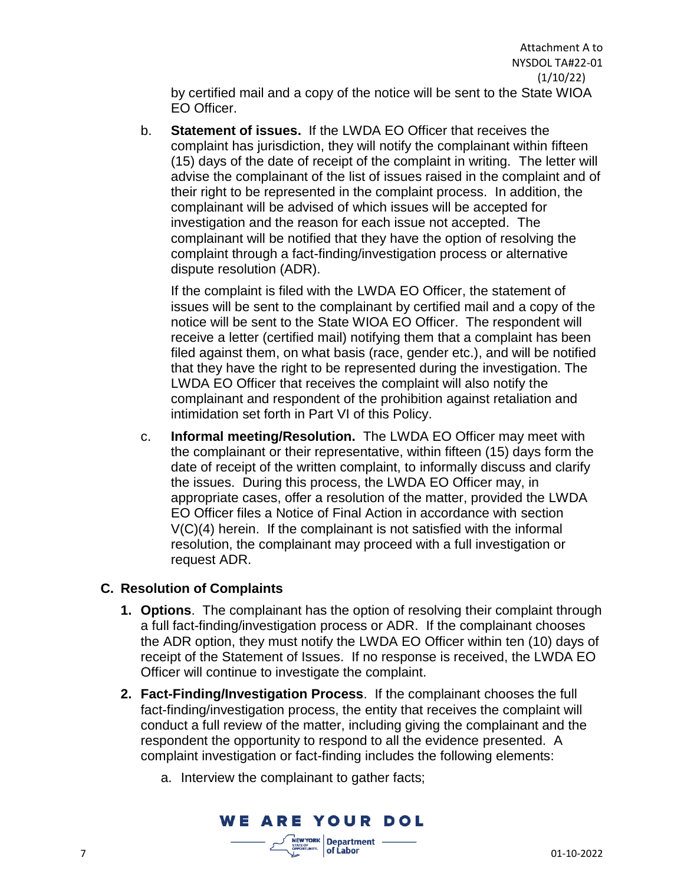by certified mail and a copy of the notice will be sent to the State WIOA EO Officer.

b. **Statement of issues.** If the LWDA EO Officer that receives the complaint has jurisdiction, they will notify the complainant within fifteen (15) days of the date of receipt of the complaint in writing. The letter will advise the complainant of the list of issues raised in the complaint and of their right to be represented in the complaint process. In addition, the complainant will be advised of which issues will be accepted for investigation and the reason for each issue not accepted. The complainant will be notified that they have the option of resolving the complaint through a fact-finding/investigation process or alternative dispute resolution (ADR).

   If the complaint is filed with the LWDA EO Officer, the statement of issues will be sent to the complainant by certified mail and a copy of the notice will be sent to the State WIOA EO Officer. The respondent will receive a letter (certified mail) notifying them that a complaint has been filed against them, on what basis (race, gender etc.), and will be notified that they have the right to be represented during the investigation. The LWDA EO Officer that receives the complaint will also notify the complainant and respondent of the prohibition against retaliation and intimidation set forth in Part VI of this Policy.

c. **Informal meeting/Resolution.** The LWDA EO Officer may meet with the complainant or their representative, within fifteen (15) days form the date of receipt of the written complaint, to informally discuss and clarify the issues. During this process, the LWDA EO Officer may, in appropriate cases, offer a resolution of the matter, provided the LWDA EO Officer files a Notice of Final Action in accordance with section V(C)(4) herein. If the complainant is not satisfied with the informal resolution, the complainant may proceed with a full investigation or request ADR.

### C. Resolution of Complaints

1. **Options**. The complainant has the option of resolving their complaint through a full fact-finding/investigation process or ADR. If the complainant chooses the ADR option, they must notify the LWDA EO Officer within ten (10) days of receipt of the Statement of Issues. If no response is received, the LWDA EO Officer will continue to investigate the complaint.

2. **Fact-Finding/Investigation Process**. If the complainant chooses the full fact-finding/investigation process, the entity that receives the complaint will conduct a full review of the matter, including giving the complainant and the respondent the opportunity to respond to all the evidence presented. A complaint investigation or fact-finding includes the following elements:

   a. Interview the complainant to gather facts;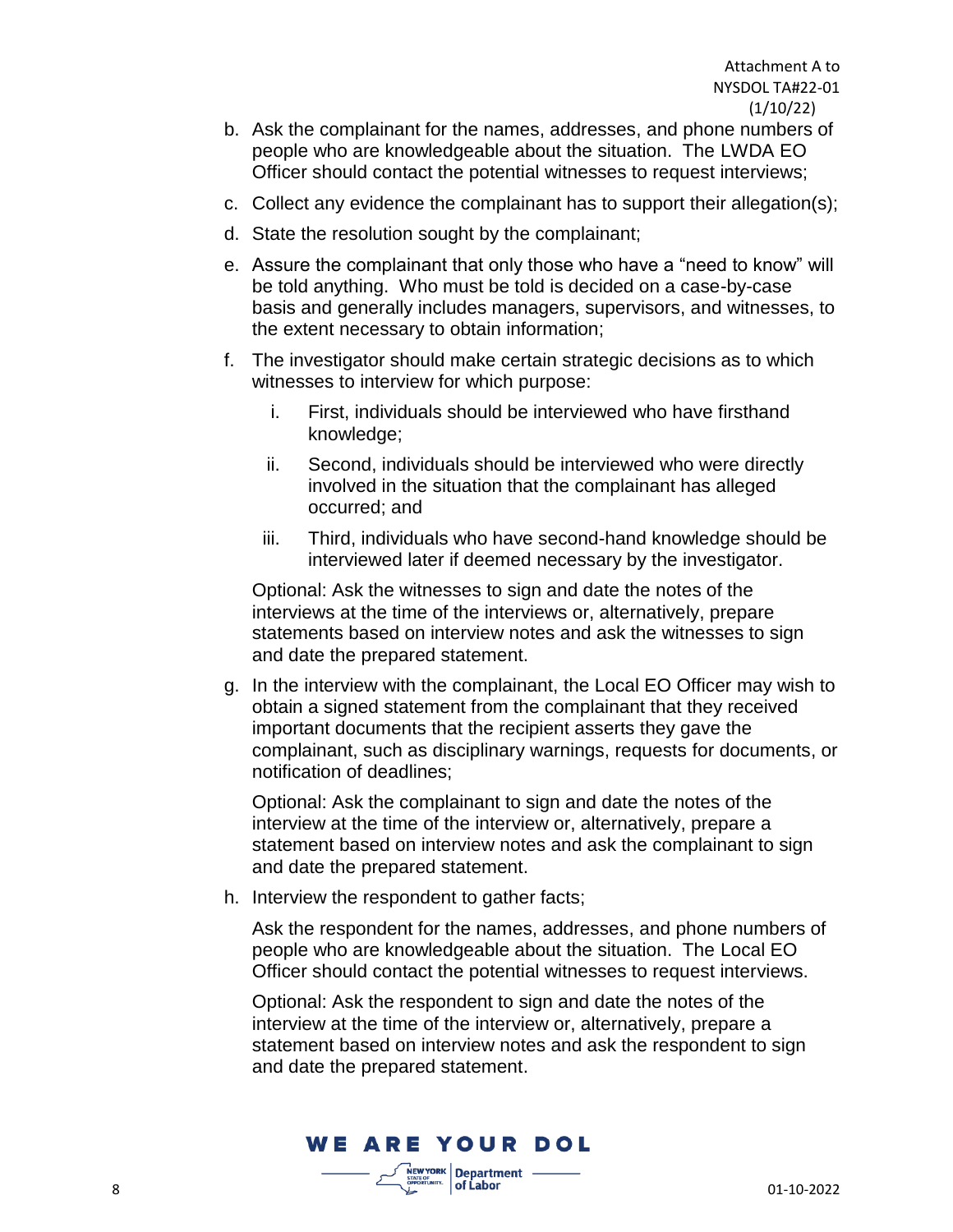b. Ask the complainant for the names, addresses, and phone numbers of people who are knowledgeable about the situation. The LWDA EO Officer should contact the potential witnesses to request interviews;

c. Collect any evidence the complainant has to support their allegation(s);

d. State the resolution sought by the complainant;

e. Assure the complainant that only those who have a "need to know" will be told anything. Who must be told is decided on a case-by-case basis and generally includes managers, supervisors, and witnesses, to the extent necessary to obtain information;

f. The investigator should make certain strategic decisions as to which witnesses to interview for which purpose:

   i. First, individuals should be interviewed who have firsthand knowledge;

   ii. Second, individuals should be interviewed who were directly involved in the situation that the complainant has alleged occurred; and

   iii. Third, individuals who have second-hand knowledge should be interviewed later if deemed necessary by the investigator.

   Optional: Ask the witnesses to sign and date the notes of the interviews at the time of the interviews or, alternatively, prepare statements based on interview notes and ask the witnesses to sign and date the prepared statement.

g. In the interview with the complainant, the Local EO Officer may wish to obtain a signed statement from the complainant that they received important documents that the recipient asserts they gave the complainant, such as disciplinary warnings, requests for documents, or notification of deadlines;

   Optional: Ask the complainant to sign and date the notes of the interview at the time of the interview or, alternatively, prepare a statement based on interview notes and ask the complainant to sign and date the prepared statement.

h. Interview the respondent to gather facts;

   Ask the respondent for the names, addresses, and phone numbers of people who are knowledgeable about the situation. The Local EO Officer should contact the potential witnesses to request interviews.

   Optional: Ask the respondent to sign and date the notes of the interview at the time of the interview or, alternatively, prepare a statement based on interview notes and ask the respondent to sign and date the prepared statement.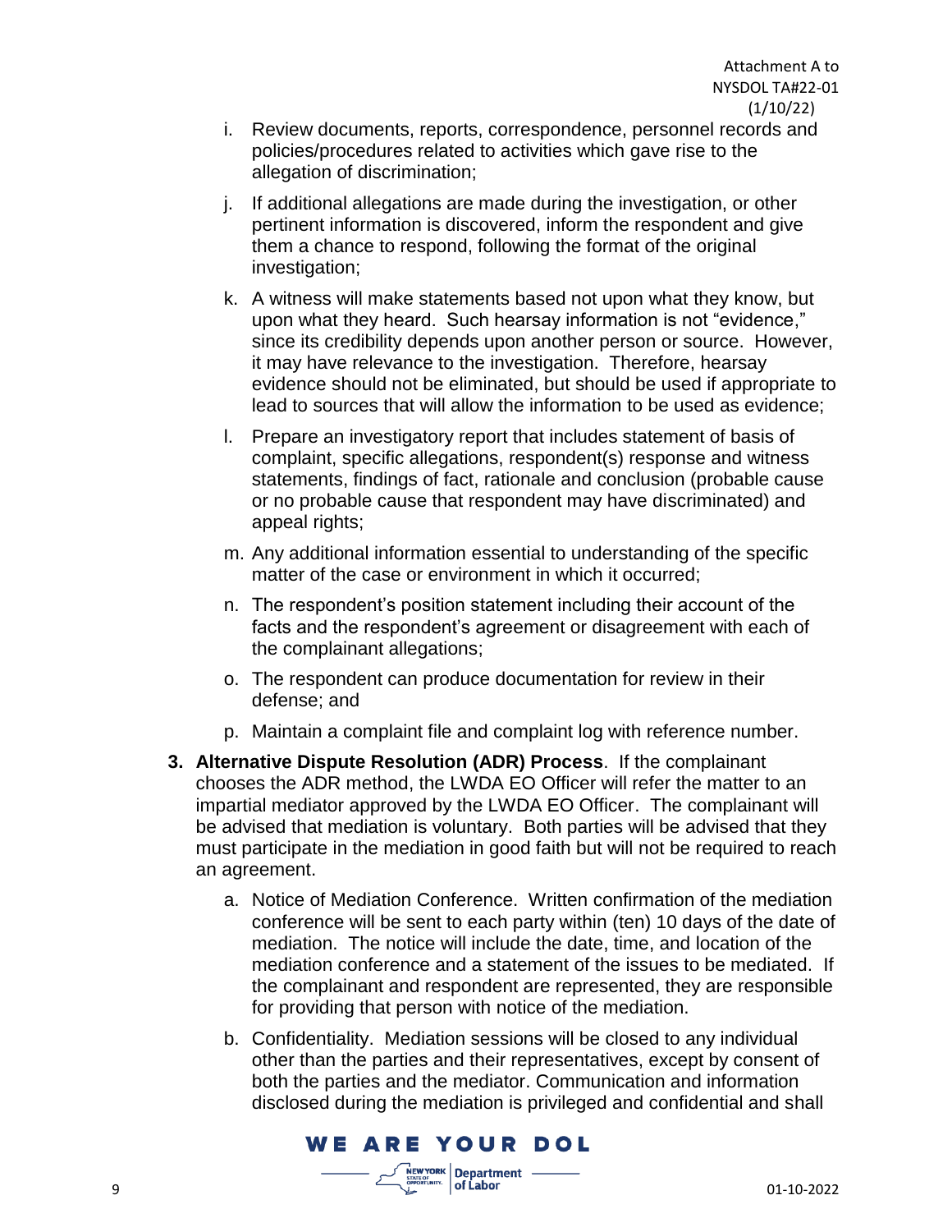i. Review documents, reports, correspondence, personnel records and policies/procedures related to activities which gave rise to the allegation of discrimination;

j. If additional allegations are made during the investigation, or other pertinent information is discovered, inform the respondent and give them a chance to respond, following the format of the original investigation;

k. A witness will make statements based not upon what they know, but upon what they heard. Such hearsay information is not "evidence," since its credibility depends upon another person or source. However, it may have relevance to the investigation. Therefore, hearsay evidence should not be eliminated, but should be used if appropriate to lead to sources that will allow the information to be used as evidence;

l. Prepare an investigatory report that includes statement of basis of complaint, specific allegations, respondent(s) response and witness statements, findings of fact, rationale and conclusion (probable cause or no probable cause that respondent may have discriminated) and appeal rights;

m. Any additional information essential to understanding of the specific matter of the case or environment in which it occurred;

n. The respondent's position statement including their account of the facts and the respondent's agreement or disagreement with each of the complainant allegations;

o. The respondent can produce documentation for review in their defense; and

p. Maintain a complaint file and complaint log with reference number.

3. **Alternative Dispute Resolution (ADR) Process**. If the complainant chooses the ADR method, the LWDA EO Officer will refer the matter to an impartial mediator approved by the LWDA EO Officer. The complainant will be advised that mediation is voluntary. Both parties will be advised that they must participate in the mediation in good faith but will not be required to reach an agreement.

   a. Notice of Mediation Conference. Written confirmation of the mediation conference will be sent to each party within (ten) 10 days of the date of mediation. The notice will include the date, time, and location of the mediation conference and a statement of the issues to be mediated. If the complainant and respondent are represented, they are responsible for providing that person with notice of the mediation.

   b. Confidentiality. Mediation sessions will be closed to any individual other than the parties and their representatives, except by consent of both the parties and the mediator. Communication and information disclosed during the mediation is privileged and confidential and shall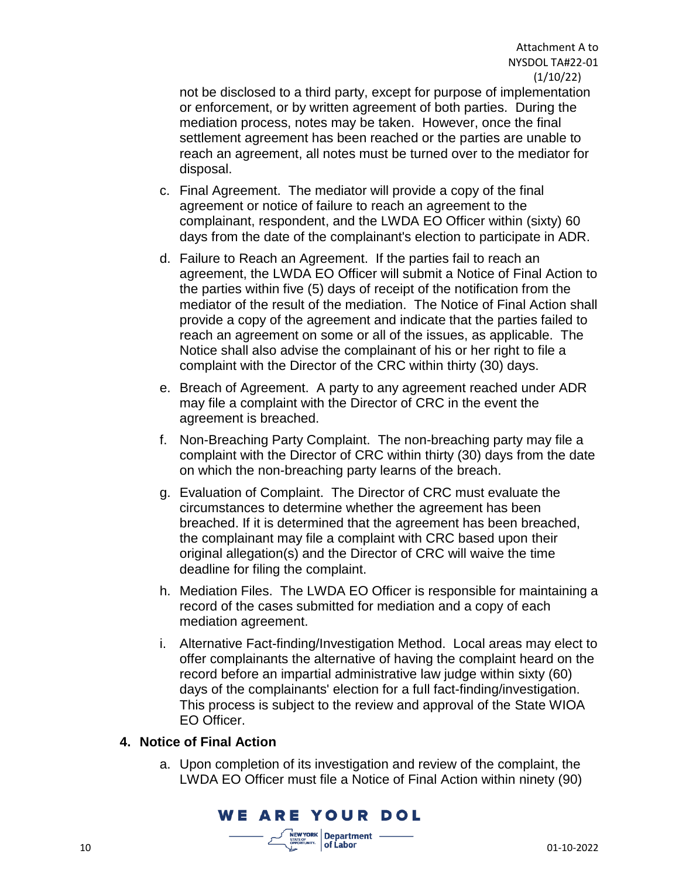not be disclosed to a third party, except for purpose of implementation or enforcement, or by written agreement of both parties. During the mediation process, notes may be taken. However, once the final settlement agreement has been reached or the parties are unable to reach an agreement, all notes must be turned over to the mediator for disposal.

c. Final Agreement. The mediator will provide a copy of the final agreement or notice of failure to reach an agreement to the complainant, respondent, and the LWDA EO Officer within (sixty) 60 days from the date of the complainant's election to participate in ADR.

d. Failure to Reach an Agreement. If the parties fail to reach an agreement, the LWDA EO Officer will submit a Notice of Final Action to the parties within five (5) days of receipt of the notification from the mediator of the result of the mediation. The Notice of Final Action shall provide a copy of the agreement and indicate that the parties failed to reach an agreement on some or all of the issues, as applicable. The Notice shall also advise the complainant of his or her right to file a complaint with the Director of the CRC within thirty (30) days.

e. Breach of Agreement. A party to any agreement reached under ADR may file a complaint with the Director of CRC in the event the agreement is breached.

f. Non-Breaching Party Complaint. The non-breaching party may file a complaint with the Director of CRC within thirty (30) days from the date on which the non-breaching party learns of the breach.

g. Evaluation of Complaint. The Director of CRC must evaluate the circumstances to determine whether the agreement has been breached. If it is determined that the agreement has been breached, the complainant may file a complaint with CRC based upon their original allegation(s) and the Director of CRC will waive the time deadline for filing the complaint.

h. Mediation Files. The LWDA EO Officer is responsible for maintaining a record of the cases submitted for mediation and a copy of each mediation agreement.

i. Alternative Fact-finding/Investigation Method. Local areas may elect to offer complainants the alternative of having the complaint heard on the record before an impartial administrative law judge within sixty (60) days of the complainants' election for a full fact-finding/investigation. This process is subject to the review and approval of the State WIOA EO Officer.

**4. Notice of Final Action**

a. Upon completion of its investigation and review of the complaint, the LWDA EO Officer must file a Notice of Final Action within ninety (90)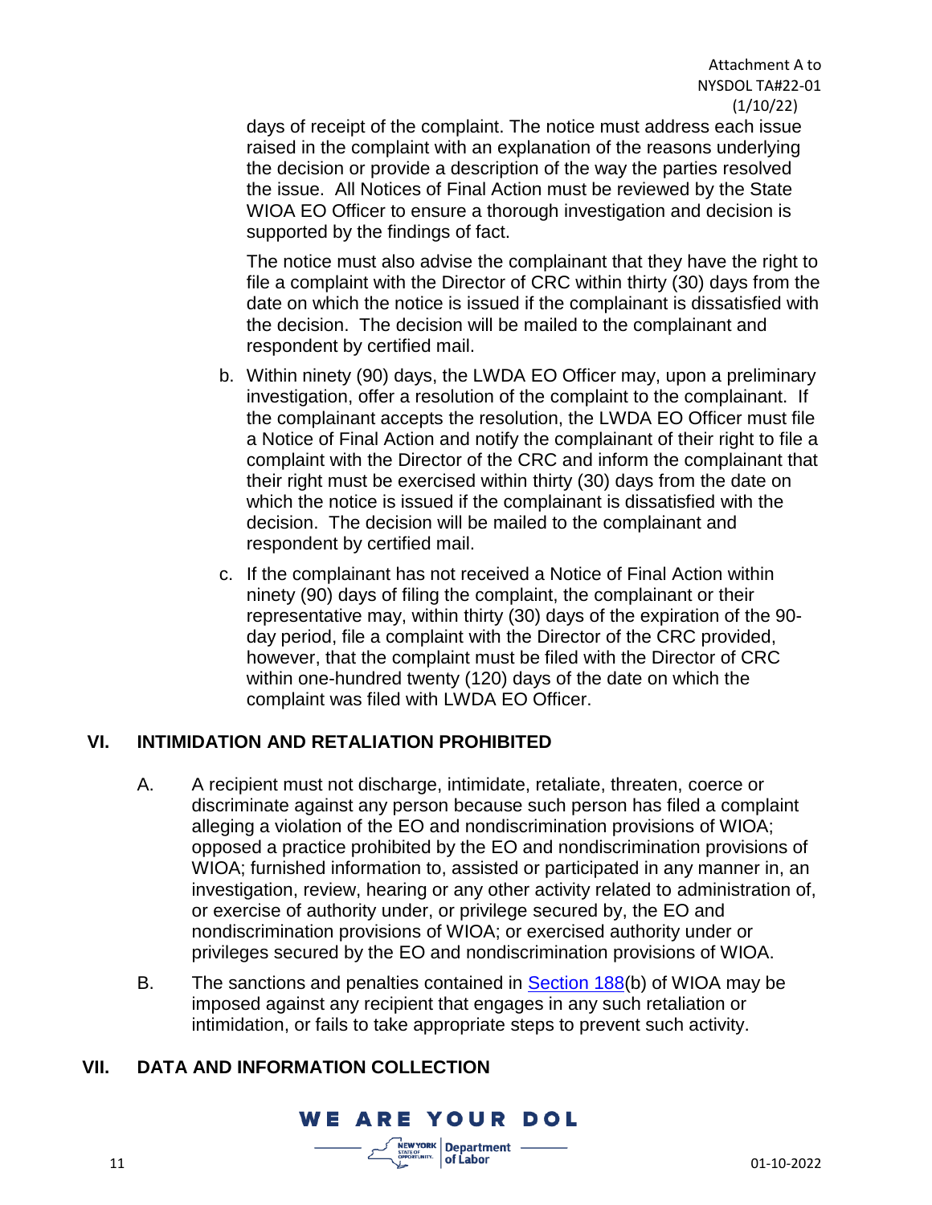days of receipt of the complaint. The notice must address each issue raised in the complaint with an explanation of the reasons underlying the decision or provide a description of the way the parties resolved the issue. All Notices of Final Action must be reviewed by the State WIOA EO Officer to ensure a thorough investigation and decision is supported by the findings of fact.

The notice must also advise the complainant that they have the right to file a complaint with the Director of CRC within thirty (30) days from the date on which the notice is issued if the complainant is dissatisfied with the decision. The decision will be mailed to the complainant and respondent by certified mail.

b. Within ninety (90) days, the LWDA EO Officer may, upon a preliminary investigation, offer a resolution of the complaint to the complainant. If the complainant accepts the resolution, the LWDA EO Officer must file a Notice of Final Action and notify the complainant of their right to file a complaint with the Director of the CRC and inform the complainant that their right must be exercised within thirty (30) days from the date on which the notice is issued if the complainant is dissatisfied with the decision. The decision will be mailed to the complainant and respondent by certified mail.

c. If the complainant has not received a Notice of Final Action within ninety (90) days of filing the complaint, the complainant or their representative may, within thirty (30) days of the expiration of the 90-day period, file a complaint with the Director of the CRC provided, however, that the complaint must be filed with the Director of CRC within one-hundred twenty (120) days of the date on which the complaint was filed with LWDA EO Officer.

## VI. INTIMIDATION AND RETALIATION PROHIBITED

A. A recipient must not discharge, intimidate, retaliate, threaten, coerce or discriminate against any person because such person has filed a complaint alleging a violation of the EO and nondiscrimination provisions of WIOA; opposed a practice prohibited by the EO and nondiscrimination provisions of WIOA; furnished information to, assisted or participated in any manner in, an investigation, review, hearing or any other activity related to administration of, or exercise of authority under, or privilege secured by, the EO and nondiscrimination provisions of WIOA; or exercised authority under or privileges secured by the EO and nondiscrimination provisions of WIOA.

B. The sanctions and penalties contained in Section 188(b) of WIOA may be imposed against any recipient that engages in any such retaliation or intimidation, or fails to take appropriate steps to prevent such activity.

## VII. DATA AND INFORMATION COLLECTION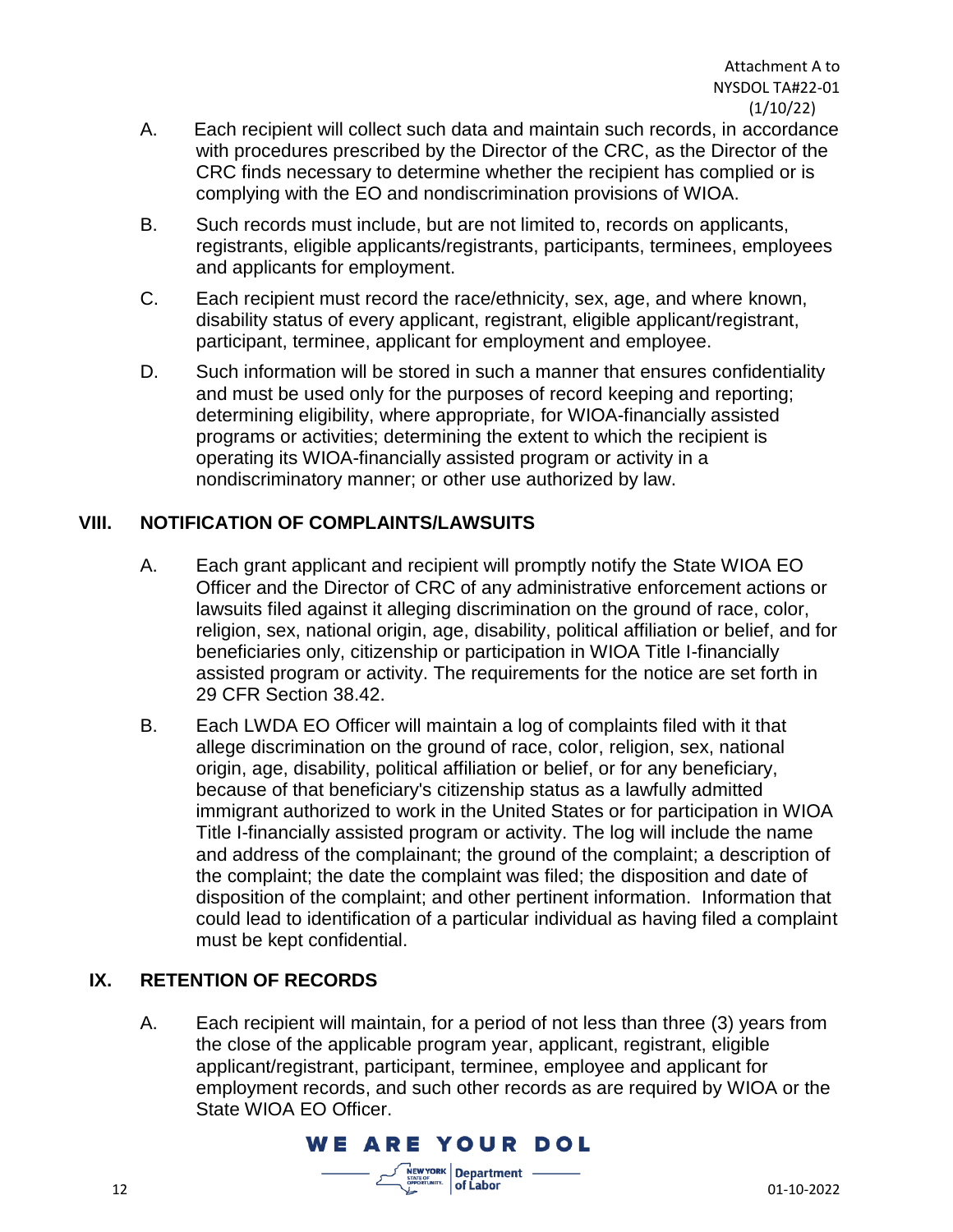A. Each recipient will collect such data and maintain such records, in accordance with procedures prescribed by the Director of the CRC, as the Director of the CRC finds necessary to determine whether the recipient has complied or is complying with the EO and nondiscrimination provisions of WIOA.

B. Such records must include, but are not limited to, records on applicants, registrants, eligible applicants/registrants, participants, terminees, employees and applicants for employment.

C. Each recipient must record the race/ethnicity, sex, age, and where known, disability status of every applicant, registrant, eligible applicant/registrant, participant, terminee, applicant for employment and employee.

D. Such information will be stored in such a manner that ensures confidentiality and must be used only for the purposes of record keeping and reporting; determining eligibility, where appropriate, for WIOA-financially assisted programs or activities; determining the extent to which the recipient is operating its WIOA-financially assisted program or activity in a nondiscriminatory manner; or other use authorized by law.

## VIII. NOTIFICATION OF COMPLAINTS/LAWSUITS

A. Each grant applicant and recipient will promptly notify the State WIOA EO Officer and the Director of CRC of any administrative enforcement actions or lawsuits filed against it alleging discrimination on the ground of race, color, religion, sex, national origin, age, disability, political affiliation or belief, and for beneficiaries only, citizenship or participation in WIOA Title I-financially assisted program or activity. The requirements for the notice are set forth in 29 CFR Section 38.42.

B. Each LWDA EO Officer will maintain a log of complaints filed with it that allege discrimination on the ground of race, color, religion, sex, national origin, age, disability, political affiliation or belief, or for any beneficiary, because of that beneficiary's citizenship status as a lawfully admitted immigrant authorized to work in the United States or for participation in WIOA Title I-financially assisted program or activity. The log will include the name and address of the complainant; the ground of the complaint; a description of the complaint; the date the complaint was filed; the disposition and date of disposition of the complaint; and other pertinent information. Information that could lead to identification of a particular individual as having filed a complaint must be kept confidential.

## IX. RETENTION OF RECORDS

A. Each recipient will maintain, for a period of not less than three (3) years from the close of the applicable program year, applicant, registrant, eligible applicant/registrant, participant, terminee, employee and applicant for employment records, and such other records as are required by WIOA or the State WIOA EO Officer.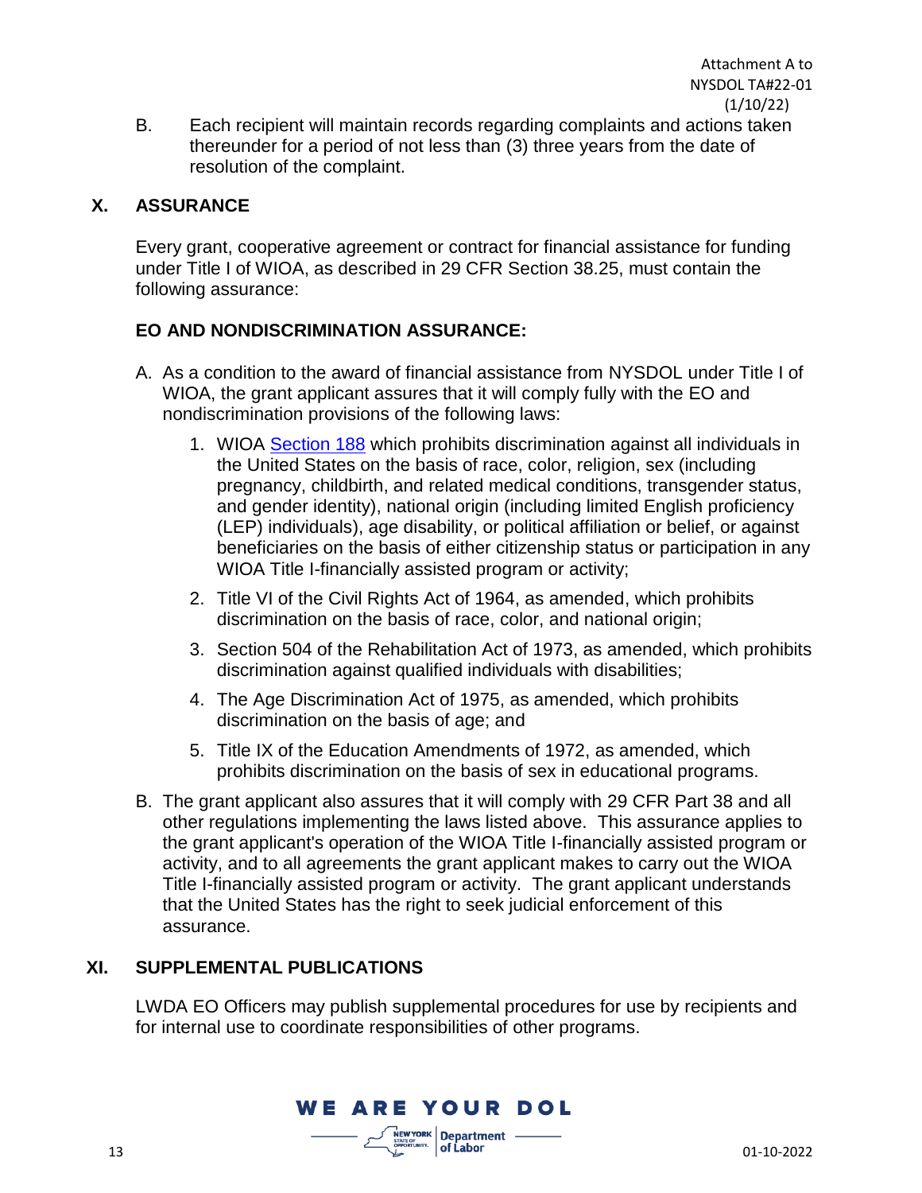B. Each recipient will maintain records regarding complaints and actions taken thereunder for a period of not less than (3) three years from the date of resolution of the complaint.

## X. ASSURANCE

Every grant, cooperative agreement or contract for financial assistance for funding under Title I of WIOA, as described in 29 CFR Section 38.25, must contain the following assurance:

### EO AND NONDISCRIMINATION ASSURANCE:

A. As a condition to the award of financial assistance from NYSDOL under Title I of WIOA, the grant applicant assures that it will comply fully with the EO and nondiscrimination provisions of the following laws:

1. WIOA Section 188 which prohibits discrimination against all individuals in the United States on the basis of race, color, religion, sex (including pregnancy, childbirth, and related medical conditions, transgender status, and gender identity), national origin (including limited English proficiency (LEP) individuals), age disability, or political affiliation or belief, or against beneficiaries on the basis of either citizenship status or participation in any WIOA Title I-financially assisted program or activity;
2. Title VI of the Civil Rights Act of 1964, as amended, which prohibits discrimination on the basis of race, color, and national origin;
3. Section 504 of the Rehabilitation Act of 1973, as amended, which prohibits discrimination against qualified individuals with disabilities;
4. The Age Discrimination Act of 1975, as amended, which prohibits discrimination on the basis of age; and
5. Title IX of the Education Amendments of 1972, as amended, which prohibits discrimination on the basis of sex in educational programs.

B. The grant applicant also assures that it will comply with 29 CFR Part 38 and all other regulations implementing the laws listed above. This assurance applies to the grant applicant's operation of the WIOA Title I-financially assisted program or activity, and to all agreements the grant applicant makes to carry out the WIOA Title I-financially assisted program or activity. The grant applicant understands that the United States has the right to seek judicial enforcement of this assurance.

## XI. SUPPLEMENTAL PUBLICATIONS

LWDA EO Officers may publish supplemental procedures for use by recipients and for internal use to coordinate responsibilities of other programs.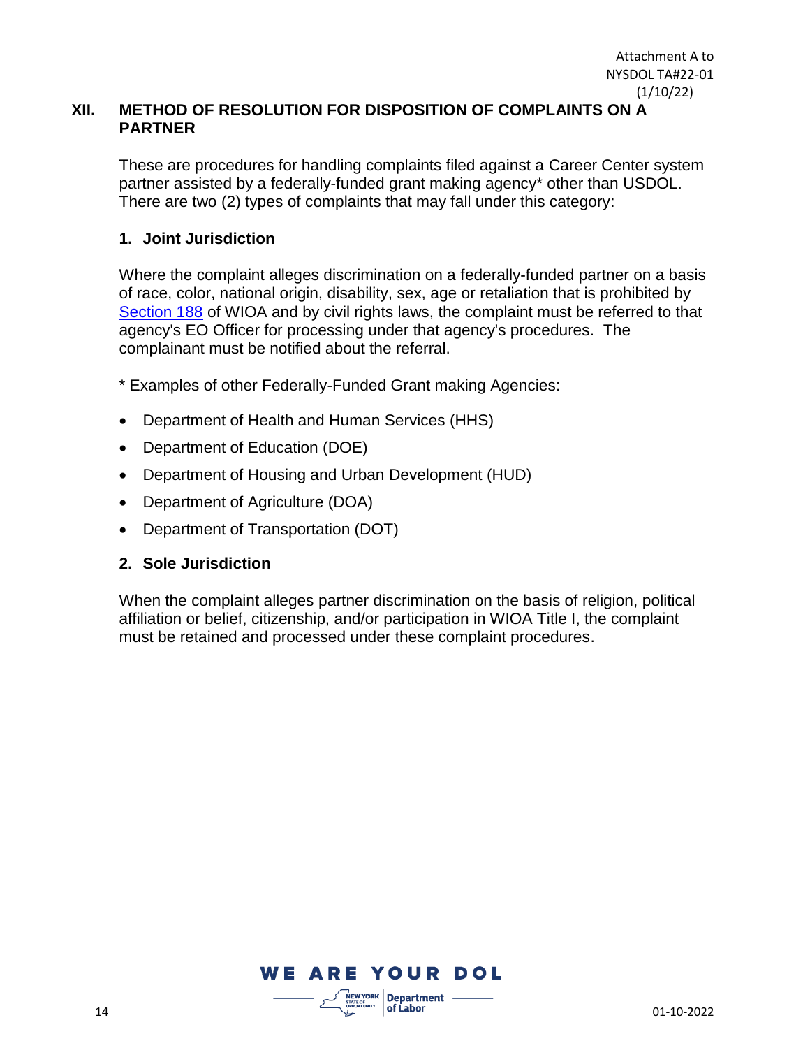## XII. METHOD OF RESOLUTION FOR DISPOSITION OF COMPLAINTS ON A PARTNER

These are procedures for handling complaints filed against a Career Center system partner assisted by a federally-funded grant making agency* other than USDOL. There are two (2) types of complaints that may fall under this category:

### 1. Joint Jurisdiction

Where the complaint alleges discrimination on a federally-funded partner on a basis of race, color, national origin, disability, sex, age or retaliation that is prohibited by Section 188 of WIOA and by civil rights laws, the complaint must be referred to that agency's EO Officer for processing under that agency's procedures. The complainant must be notified about the referral.

* Examples of other Federally-Funded Grant making Agencies:

- Department of Health and Human Services (HHS)
- Department of Education (DOE)
- Department of Housing and Urban Development (HUD)
- Department of Agriculture (DOA)
- Department of Transportation (DOT)

### 2. Sole Jurisdiction

When the complaint alleges partner discrimination on the basis of religion, political affiliation or belief, citizenship, and/or participation in WIOA Title I, the complaint must be retained and processed under these complaint procedures.